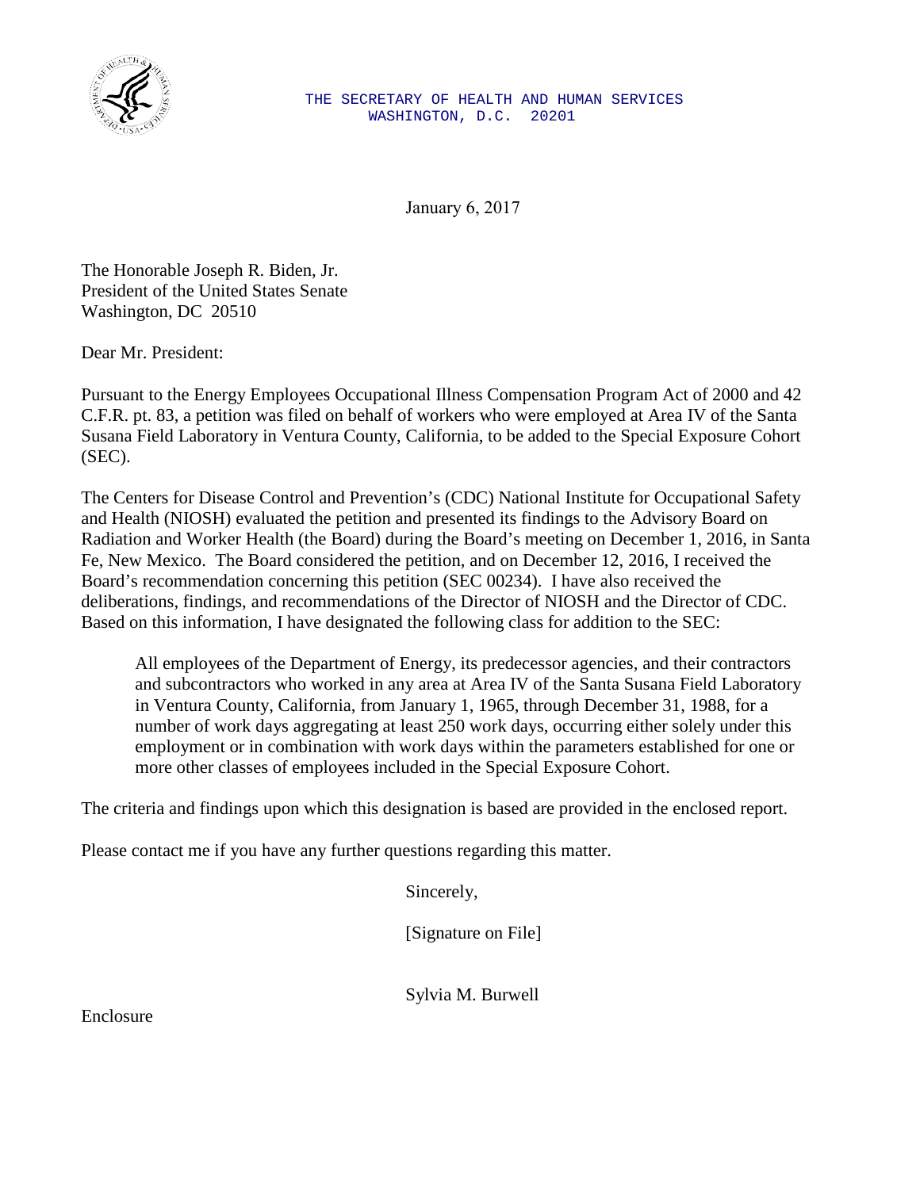THE SECRETARY OF HEALTH AND HUMAN SERVICES
WASHINGTON, D.C. 20201

January 6, 2017

The Honorable Joseph R. Biden, Jr.
President of the United States Senate
Washington, DC 20510

Dear Mr. President:

Pursuant to the Energy Employees Occupational Illness Compensation Program Act of 2000 and 42 C.F.R. pt. 83, a petition was filed on behalf of workers who were employed at Area IV of the Santa Susana Field Laboratory in Ventura County, California, to be added to the Special Exposure Cohort (SEC).

The Centers for Disease Control and Prevention's (CDC) National Institute for Occupational Safety and Health (NIOSH) evaluated the petition and presented its findings to the Advisory Board on Radiation and Worker Health (the Board) during the Board's meeting on December 1, 2016, in Santa Fe, New Mexico. The Board considered the petition, and on December 12, 2016, I received the Board's recommendation concerning this petition (SEC 00234). I have also received the deliberations, findings, and recommendations of the Director of NIOSH and the Director of CDC. Based on this information, I have designated the following class for addition to the SEC:

> All employees of the Department of Energy, its predecessor agencies, and their contractors and subcontractors who worked in any area at Area IV of the Santa Susana Field Laboratory in Ventura County, California, from January 1, 1965, through December 31, 1988, for a number of work days aggregating at least 250 work days, occurring either solely under this employment or in combination with work days within the parameters established for one or more other classes of employees included in the Special Exposure Cohort.

The criteria and findings upon which this designation is based are provided in the enclosed report.

Please contact me if you have any further questions regarding this matter.

Sincerely,

[Signature on File]

Sylvia M. Burwell

Enclosure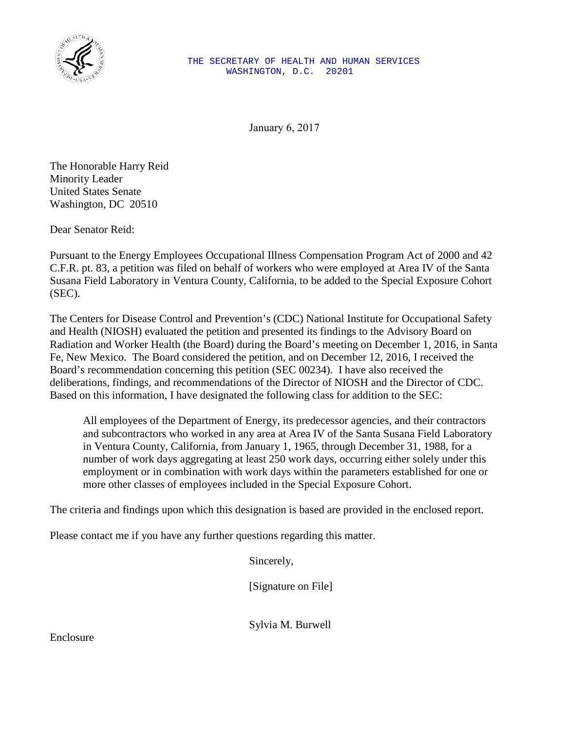THE SECRETARY OF HEALTH AND HUMAN SERVICES
WASHINGTON, D.C. 20201

January 6, 2017

The Honorable Harry Reid
Minority Leader
United States Senate
Washington, DC 20510

Dear Senator Reid:

Pursuant to the Energy Employees Occupational Illness Compensation Program Act of 2000 and 42 C.F.R. pt. 83, a petition was filed on behalf of workers who were employed at Area IV of the Santa Susana Field Laboratory in Ventura County, California, to be added to the Special Exposure Cohort (SEC).

The Centers for Disease Control and Prevention's (CDC) National Institute for Occupational Safety and Health (NIOSH) evaluated the petition and presented its findings to the Advisory Board on Radiation and Worker Health (the Board) during the Board's meeting on December 1, 2016, in Santa Fe, New Mexico. The Board considered the petition, and on December 12, 2016, I received the Board's recommendation concerning this petition (SEC 00234). I have also received the deliberations, findings, and recommendations of the Director of NIOSH and the Director of CDC. Based on this information, I have designated the following class for addition to the SEC:

> All employees of the Department of Energy, its predecessor agencies, and their contractors and subcontractors who worked in any area at Area IV of the Santa Susana Field Laboratory in Ventura County, California, from January 1, 1965, through December 31, 1988, for a number of work days aggregating at least 250 work days, occurring either solely under this employment or in combination with work days within the parameters established for one or more other classes of employees included in the Special Exposure Cohort.

The criteria and findings upon which this designation is based are provided in the enclosed report.

Please contact me if you have any further questions regarding this matter.

Sincerely,

[Signature on File]

Sylvia M. Burwell

Enclosure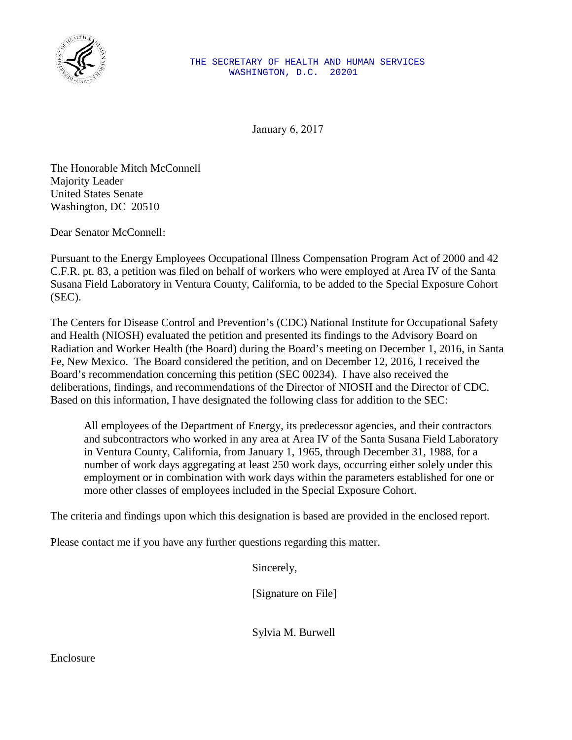THE SECRETARY OF HEALTH AND HUMAN SERVICES
WASHINGTON, D.C. 20201

January 6, 2017

The Honorable Mitch McConnell
Majority Leader
United States Senate
Washington, DC 20510

Dear Senator McConnell:

Pursuant to the Energy Employees Occupational Illness Compensation Program Act of 2000 and 42 C.F.R. pt. 83, a petition was filed on behalf of workers who were employed at Area IV of the Santa Susana Field Laboratory in Ventura County, California, to be added to the Special Exposure Cohort (SEC).

The Centers for Disease Control and Prevention's (CDC) National Institute for Occupational Safety and Health (NIOSH) evaluated the petition and presented its findings to the Advisory Board on Radiation and Worker Health (the Board) during the Board's meeting on December 1, 2016, in Santa Fe, New Mexico. The Board considered the petition, and on December 12, 2016, I received the Board's recommendation concerning this petition (SEC 00234). I have also received the deliberations, findings, and recommendations of the Director of NIOSH and the Director of CDC. Based on this information, I have designated the following class for addition to the SEC:

> All employees of the Department of Energy, its predecessor agencies, and their contractors and subcontractors who worked in any area at Area IV of the Santa Susana Field Laboratory in Ventura County, California, from January 1, 1965, through December 31, 1988, for a number of work days aggregating at least 250 work days, occurring either solely under this employment or in combination with work days within the parameters established for one or more other classes of employees included in the Special Exposure Cohort.

The criteria and findings upon which this designation is based are provided in the enclosed report.

Please contact me if you have any further questions regarding this matter.

Sincerely,

[Signature on File]

Sylvia M. Burwell

Enclosure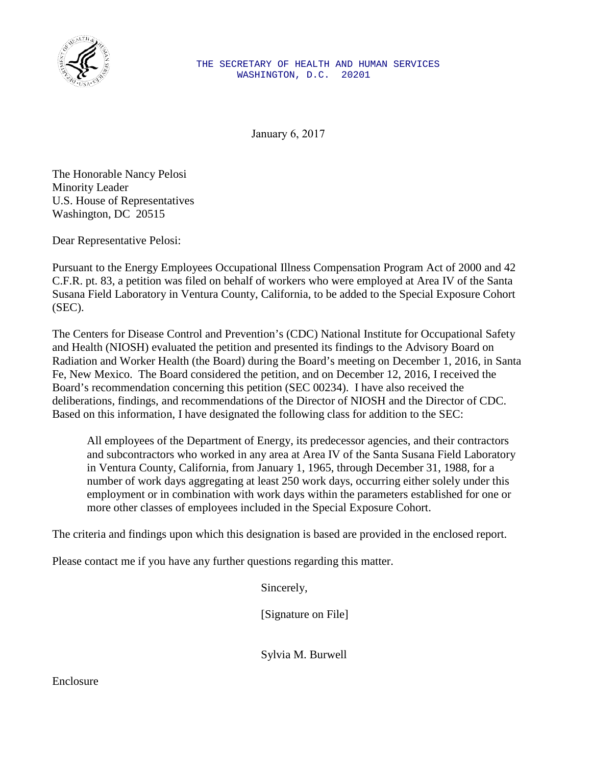THE SECRETARY OF HEALTH AND HUMAN SERVICES
WASHINGTON, D.C. 20201

January 6, 2017

The Honorable Nancy Pelosi
Minority Leader
U.S. House of Representatives
Washington, DC 20515

Dear Representative Pelosi:

Pursuant to the Energy Employees Occupational Illness Compensation Program Act of 2000 and 42 C.F.R. pt. 83, a petition was filed on behalf of workers who were employed at Area IV of the Santa Susana Field Laboratory in Ventura County, California, to be added to the Special Exposure Cohort (SEC).

The Centers for Disease Control and Prevention's (CDC) National Institute for Occupational Safety and Health (NIOSH) evaluated the petition and presented its findings to the Advisory Board on Radiation and Worker Health (the Board) during the Board's meeting on December 1, 2016, in Santa Fe, New Mexico. The Board considered the petition, and on December 12, 2016, I received the Board's recommendation concerning this petition (SEC 00234). I have also received the deliberations, findings, and recommendations of the Director of NIOSH and the Director of CDC. Based on this information, I have designated the following class for addition to the SEC:

> All employees of the Department of Energy, its predecessor agencies, and their contractors and subcontractors who worked in any area at Area IV of the Santa Susana Field Laboratory in Ventura County, California, from January 1, 1965, through December 31, 1988, for a number of work days aggregating at least 250 work days, occurring either solely under this employment or in combination with work days within the parameters established for one or more other classes of employees included in the Special Exposure Cohort.

The criteria and findings upon which this designation is based are provided in the enclosed report.

Please contact me if you have any further questions regarding this matter.

Sincerely,

[Signature on File]

Sylvia M. Burwell

Enclosure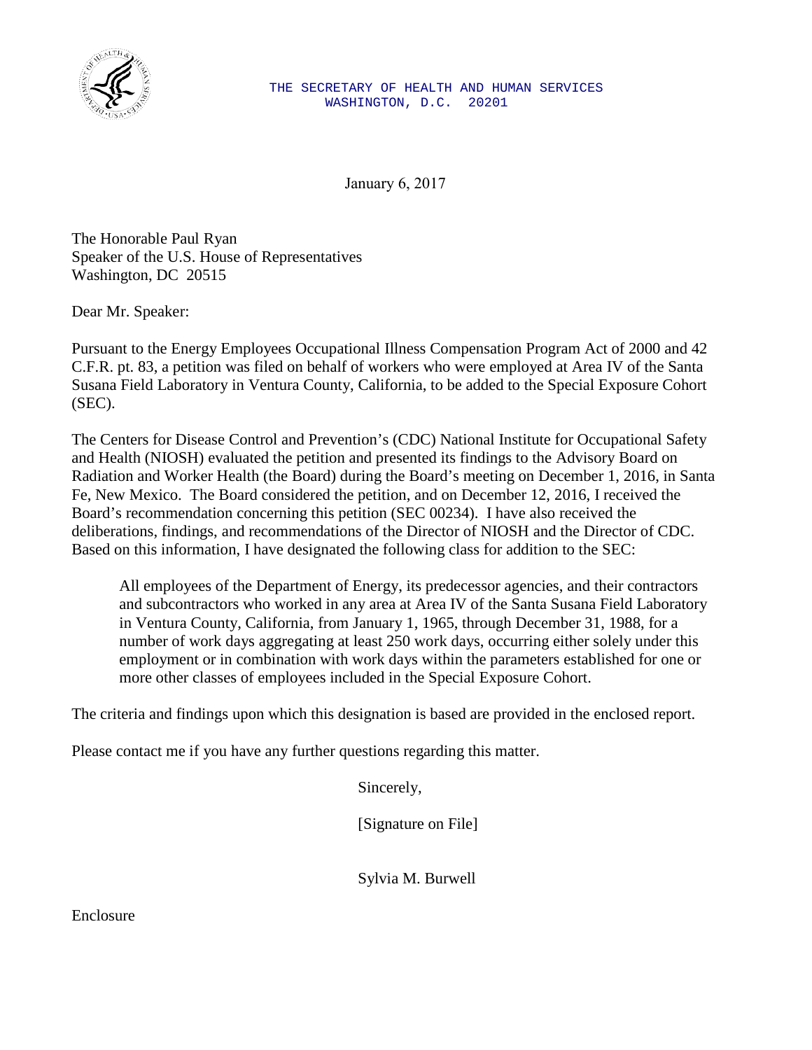THE SECRETARY OF HEALTH AND HUMAN SERVICES
WASHINGTON, D.C. 20201

January 6, 2017

The Honorable Paul Ryan
Speaker of the U.S. House of Representatives
Washington, DC 20515

Dear Mr. Speaker:

Pursuant to the Energy Employees Occupational Illness Compensation Program Act of 2000 and 42 C.F.R. pt. 83, a petition was filed on behalf of workers who were employed at Area IV of the Santa Susana Field Laboratory in Ventura County, California, to be added to the Special Exposure Cohort (SEC).

The Centers for Disease Control and Prevention's (CDC) National Institute for Occupational Safety and Health (NIOSH) evaluated the petition and presented its findings to the Advisory Board on Radiation and Worker Health (the Board) during the Board's meeting on December 1, 2016, in Santa Fe, New Mexico. The Board considered the petition, and on December 12, 2016, I received the Board's recommendation concerning this petition (SEC 00234). I have also received the deliberations, findings, and recommendations of the Director of NIOSH and the Director of CDC. Based on this information, I have designated the following class for addition to the SEC:

> All employees of the Department of Energy, its predecessor agencies, and their contractors and subcontractors who worked in any area at Area IV of the Santa Susana Field Laboratory in Ventura County, California, from January 1, 1965, through December 31, 1988, for a number of work days aggregating at least 250 work days, occurring either solely under this employment or in combination with work days within the parameters established for one or more other classes of employees included in the Special Exposure Cohort.

The criteria and findings upon which this designation is based are provided in the enclosed report.

Please contact me if you have any further questions regarding this matter.

Sincerely,

[Signature on File]

Sylvia M. Burwell

Enclosure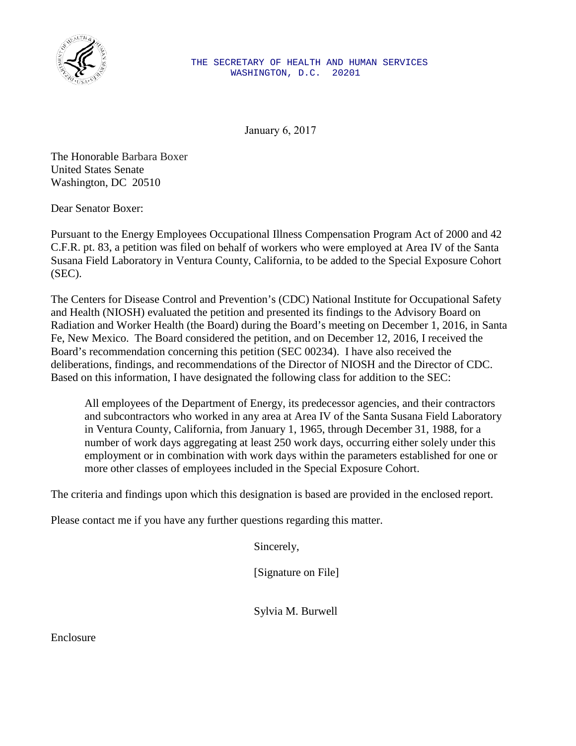THE SECRETARY OF HEALTH AND HUMAN SERVICES
WASHINGTON, D.C. 20201

January 6, 2017

The Honorable Barbara Boxer
United States Senate
Washington, DC 20510

Dear Senator Boxer:

Pursuant to the Energy Employees Occupational Illness Compensation Program Act of 2000 and 42 C.F.R. pt. 83, a petition was filed on behalf of workers who were employed at Area IV of the Santa Susana Field Laboratory in Ventura County, California, to be added to the Special Exposure Cohort (SEC).

The Centers for Disease Control and Prevention's (CDC) National Institute for Occupational Safety and Health (NIOSH) evaluated the petition and presented its findings to the Advisory Board on Radiation and Worker Health (the Board) during the Board's meeting on December 1, 2016, in Santa Fe, New Mexico. The Board considered the petition, and on December 12, 2016, I received the Board's recommendation concerning this petition (SEC 00234). I have also received the deliberations, findings, and recommendations of the Director of NIOSH and the Director of CDC. Based on this information, I have designated the following class for addition to the SEC:

> All employees of the Department of Energy, its predecessor agencies, and their contractors and subcontractors who worked in any area at Area IV of the Santa Susana Field Laboratory in Ventura County, California, from January 1, 1965, through December 31, 1988, for a number of work days aggregating at least 250 work days, occurring either solely under this employment or in combination with work days within the parameters established for one or more other classes of employees included in the Special Exposure Cohort.

The criteria and findings upon which this designation is based are provided in the enclosed report.

Please contact me if you have any further questions regarding this matter.

Sincerely,

[Signature on File]

Sylvia M. Burwell

Enclosure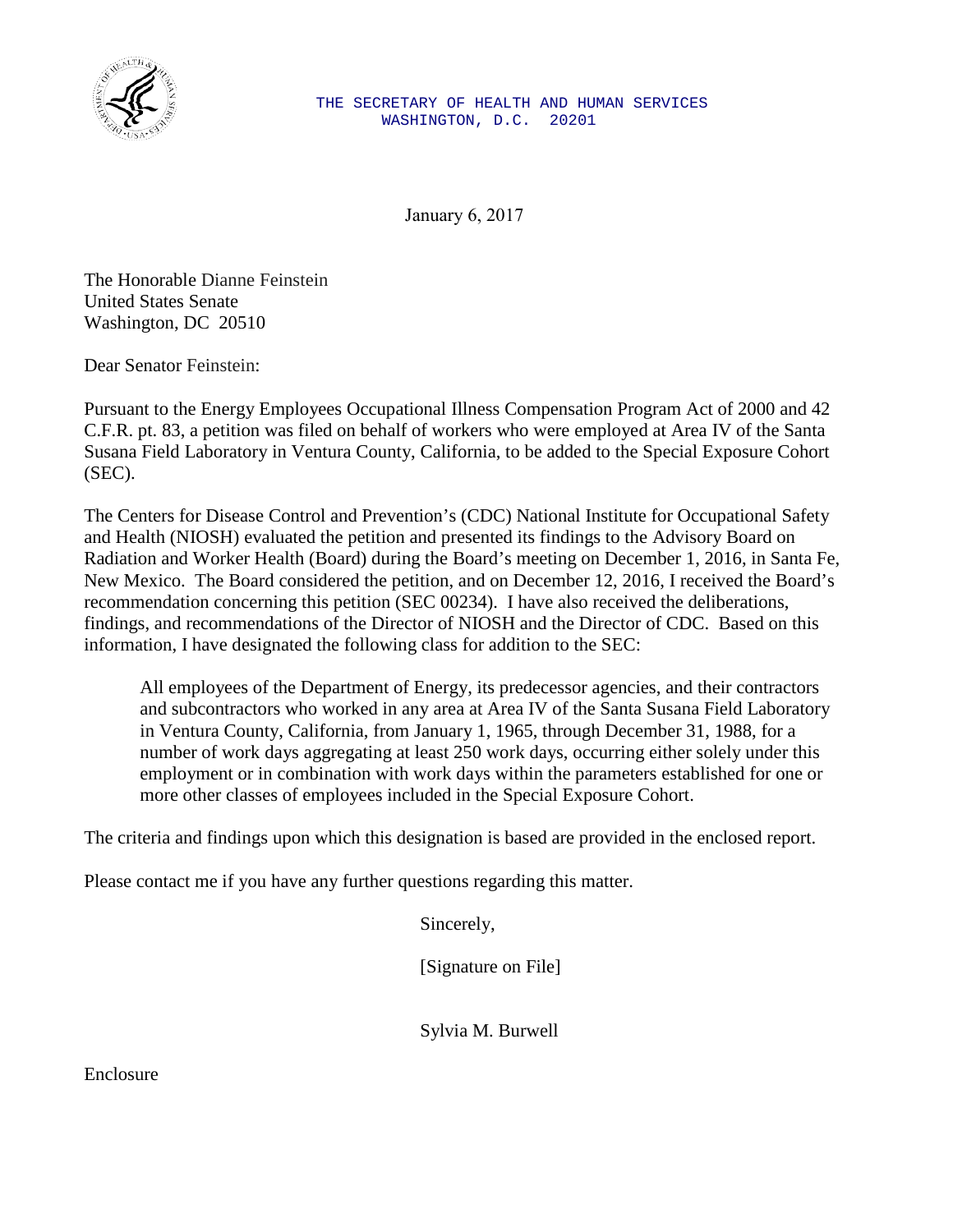THE SECRETARY OF HEALTH AND HUMAN SERVICES
WASHINGTON, D.C. 20201

January 6, 2017

The Honorable Dianne Feinstein
United States Senate
Washington, DC 20510

Dear Senator Feinstein:

Pursuant to the Energy Employees Occupational Illness Compensation Program Act of 2000 and 42 C.F.R. pt. 83, a petition was filed on behalf of workers who were employed at Area IV of the Santa Susana Field Laboratory in Ventura County, California, to be added to the Special Exposure Cohort (SEC).

The Centers for Disease Control and Prevention's (CDC) National Institute for Occupational Safety and Health (NIOSH) evaluated the petition and presented its findings to the Advisory Board on Radiation and Worker Health (Board) during the Board's meeting on December 1, 2016, in Santa Fe, New Mexico. The Board considered the petition, and on December 12, 2016, I received the Board's recommendation concerning this petition (SEC 00234). I have also received the deliberations, findings, and recommendations of the Director of NIOSH and the Director of CDC. Based on this information, I have designated the following class for addition to the SEC:

> All employees of the Department of Energy, its predecessor agencies, and their contractors and subcontractors who worked in any area at Area IV of the Santa Susana Field Laboratory in Ventura County, California, from January 1, 1965, through December 31, 1988, for a number of work days aggregating at least 250 work days, occurring either solely under this employment or in combination with work days within the parameters established for one or more other classes of employees included in the Special Exposure Cohort.

The criteria and findings upon which this designation is based are provided in the enclosed report.

Please contact me if you have any further questions regarding this matter.

Sincerely,

[Signature on File]

Sylvia M. Burwell

Enclosure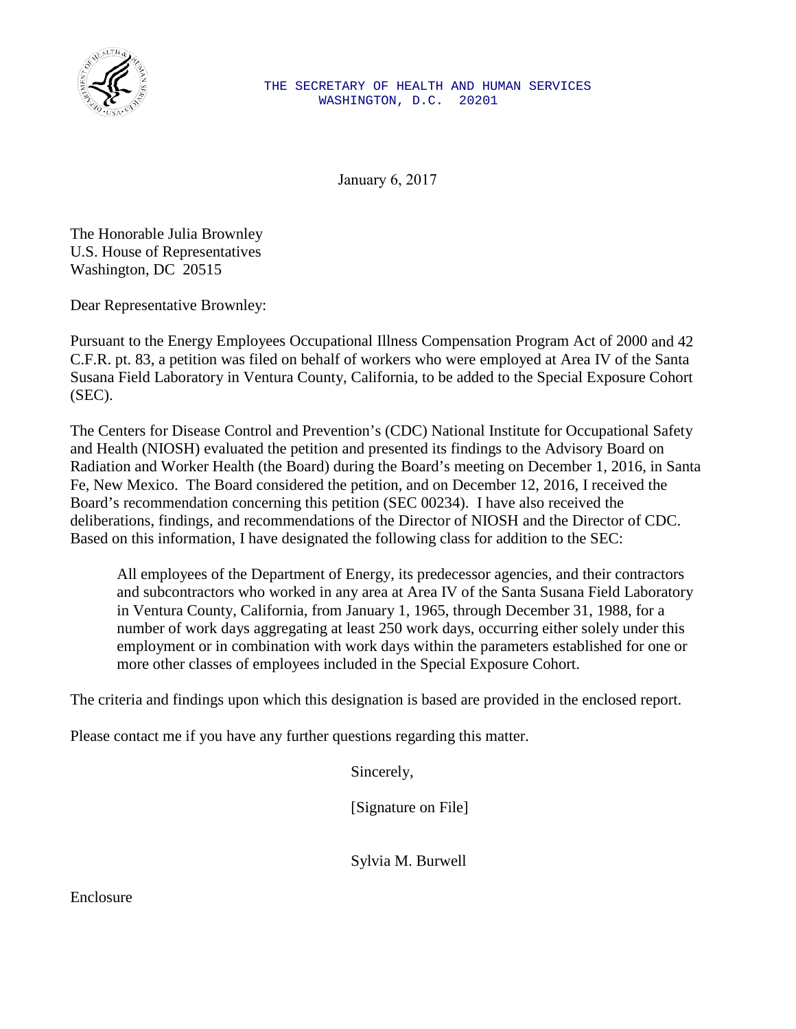THE SECRETARY OF HEALTH AND HUMAN SERVICES
WASHINGTON, D.C. 20201

January 6, 2017

The Honorable Julia Brownley
U.S. House of Representatives
Washington, DC 20515

Dear Representative Brownley:

Pursuant to the Energy Employees Occupational Illness Compensation Program Act of 2000 and 42 C.F.R. pt. 83, a petition was filed on behalf of workers who were employed at Area IV of the Santa Susana Field Laboratory in Ventura County, California, to be added to the Special Exposure Cohort (SEC).

The Centers for Disease Control and Prevention's (CDC) National Institute for Occupational Safety and Health (NIOSH) evaluated the petition and presented its findings to the Advisory Board on Radiation and Worker Health (the Board) during the Board's meeting on December 1, 2016, in Santa Fe, New Mexico. The Board considered the petition, and on December 12, 2016, I received the Board's recommendation concerning this petition (SEC 00234). I have also received the deliberations, findings, and recommendations of the Director of NIOSH and the Director of CDC. Based on this information, I have designated the following class for addition to the SEC:

> All employees of the Department of Energy, its predecessor agencies, and their contractors and subcontractors who worked in any area at Area IV of the Santa Susana Field Laboratory in Ventura County, California, from January 1, 1965, through December 31, 1988, for a number of work days aggregating at least 250 work days, occurring either solely under this employment or in combination with work days within the parameters established for one or more other classes of employees included in the Special Exposure Cohort.

The criteria and findings upon which this designation is based are provided in the enclosed report.

Please contact me if you have any further questions regarding this matter.

Sincerely,

[Signature on File]

Sylvia M. Burwell

Enclosure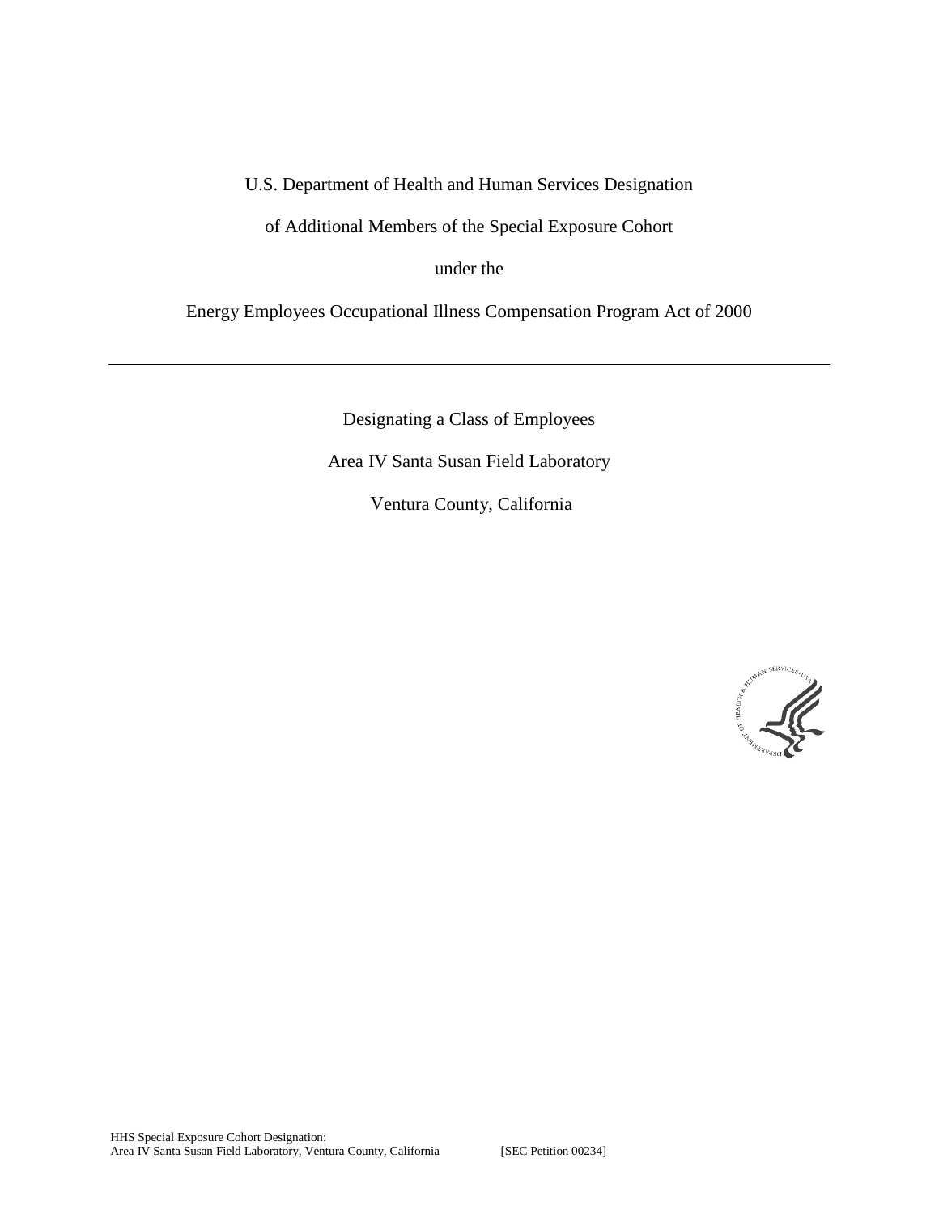U.S. Department of Health and Human Services Designation

of Additional Members of the Special Exposure Cohort

under the

Energy Employees Occupational Illness Compensation Program Act of 2000

---

Designating a Class of Employees

Area IV Santa Susan Field Laboratory

Ventura County, California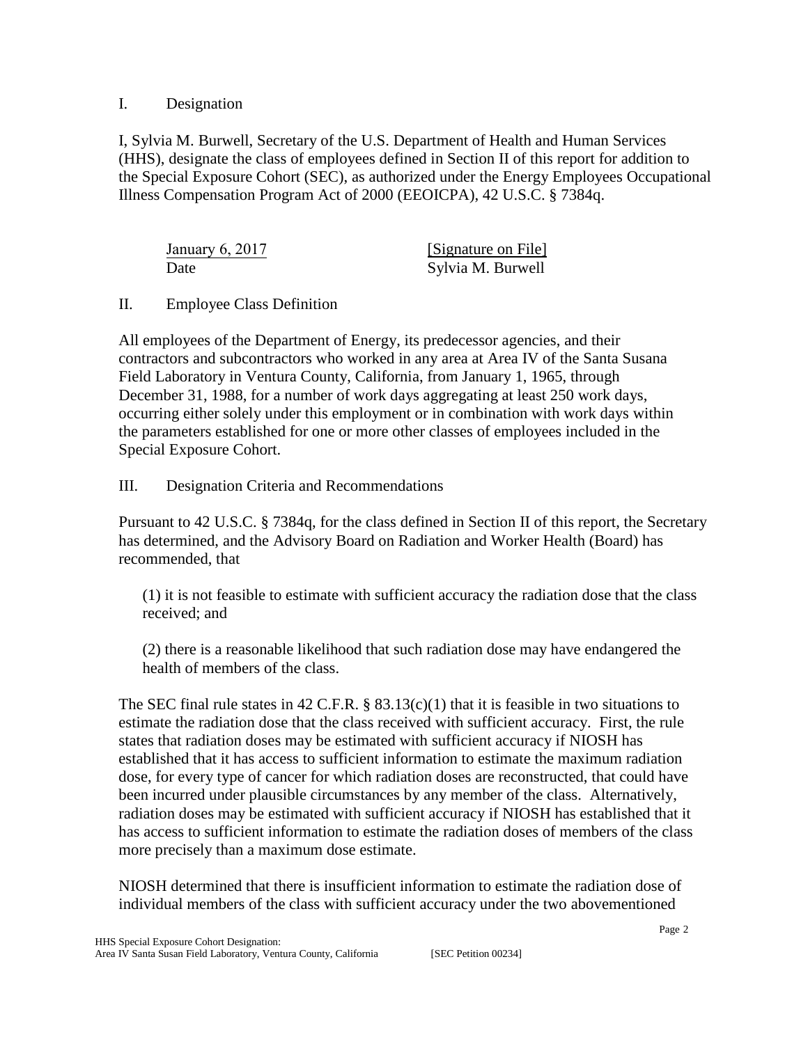## I. Designation

I, Sylvia M. Burwell, Secretary of the U.S. Department of Health and Human Services (HHS), designate the class of employees defined in Section II of this report for addition to the Special Exposure Cohort (SEC), as authorized under the Energy Employees Occupational Illness Compensation Program Act of 2000 (EEOICPA), 42 U.S.C. § 7384q.

| January 6, 2017 | [Signature on File] |
|---|---|
| Date | Sylvia M. Burwell |

## II. Employee Class Definition

All employees of the Department of Energy, its predecessor agencies, and their contractors and subcontractors who worked in any area at Area IV of the Santa Susana Field Laboratory in Ventura County, California, from January 1, 1965, through December 31, 1988, for a number of work days aggregating at least 250 work days, occurring either solely under this employment or in combination with work days within the parameters established for one or more other classes of employees included in the Special Exposure Cohort.

## III. Designation Criteria and Recommendations

Pursuant to 42 U.S.C. § 7384q, for the class defined in Section II of this report, the Secretary has determined, and the Advisory Board on Radiation and Worker Health (Board) has recommended, that

(1) it is not feasible to estimate with sufficient accuracy the radiation dose that the class received; and

(2) there is a reasonable likelihood that such radiation dose may have endangered the health of members of the class.

The SEC final rule states in 42 C.F.R. § 83.13(c)(1) that it is feasible in two situations to estimate the radiation dose that the class received with sufficient accuracy. First, the rule states that radiation doses may be estimated with sufficient accuracy if NIOSH has established that it has access to sufficient information to estimate the maximum radiation dose, for every type of cancer for which radiation doses are reconstructed, that could have been incurred under plausible circumstances by any member of the class. Alternatively, radiation doses may be estimated with sufficient accuracy if NIOSH has established that it has access to sufficient information to estimate the radiation doses of members of the class more precisely than a maximum dose estimate.

NIOSH determined that there is insufficient information to estimate the radiation dose of individual members of the class with sufficient accuracy under the two abovementioned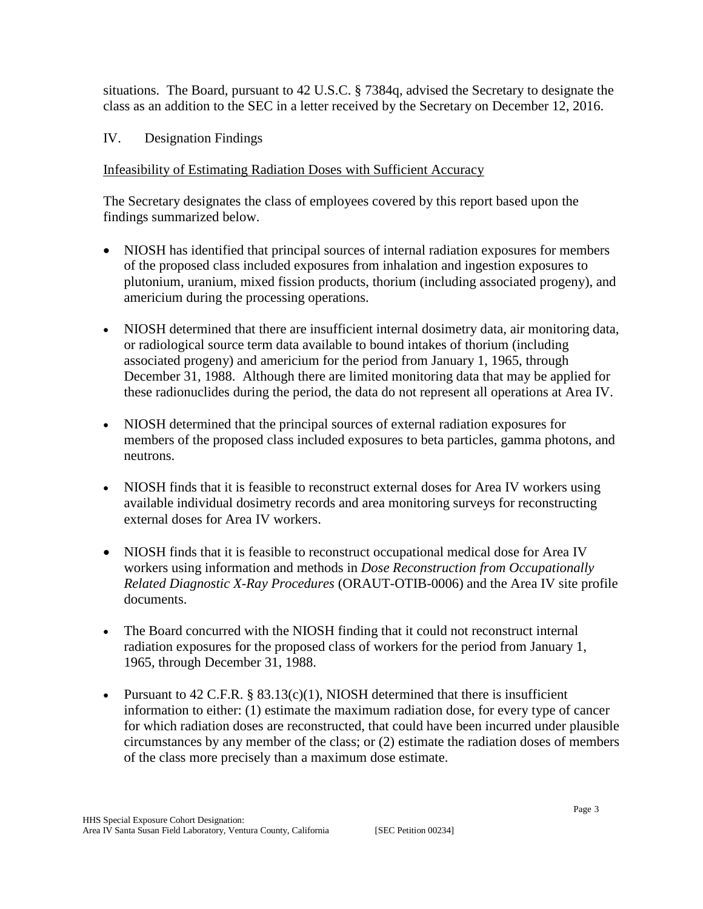situations. The Board, pursuant to 42 U.S.C. § 7384q, advised the Secretary to designate the class as an addition to the SEC in a letter received by the Secretary on December 12, 2016.

IV. Designation Findings

Infeasibility of Estimating Radiation Doses with Sufficient Accuracy

The Secretary designates the class of employees covered by this report based upon the findings summarized below.

- NIOSH has identified that principal sources of internal radiation exposures for members of the proposed class included exposures from inhalation and ingestion exposures to plutonium, uranium, mixed fission products, thorium (including associated progeny), and americium during the processing operations.

- NIOSH determined that there are insufficient internal dosimetry data, air monitoring data, or radiological source term data available to bound intakes of thorium (including associated progeny) and americium for the period from January 1, 1965, through December 31, 1988. Although there are limited monitoring data that may be applied for these radionuclides during the period, the data do not represent all operations at Area IV.

- NIOSH determined that the principal sources of external radiation exposures for members of the proposed class included exposures to beta particles, gamma photons, and neutrons.

- NIOSH finds that it is feasible to reconstruct external doses for Area IV workers using available individual dosimetry records and area monitoring surveys for reconstructing external doses for Area IV workers.

- NIOSH finds that it is feasible to reconstruct occupational medical dose for Area IV workers using information and methods in *Dose Reconstruction from Occupationally Related Diagnostic X-Ray Procedures* (ORAUT-OTIB-0006) and the Area IV site profile documents.

- The Board concurred with the NIOSH finding that it could not reconstruct internal radiation exposures for the proposed class of workers for the period from January 1, 1965, through December 31, 1988.

- Pursuant to 42 C.F.R. § 83.13(c)(1), NIOSH determined that there is insufficient information to either: (1) estimate the maximum radiation dose, for every type of cancer for which radiation doses are reconstructed, that could have been incurred under plausible circumstances by any member of the class; or (2) estimate the radiation doses of members of the class more precisely than a maximum dose estimate.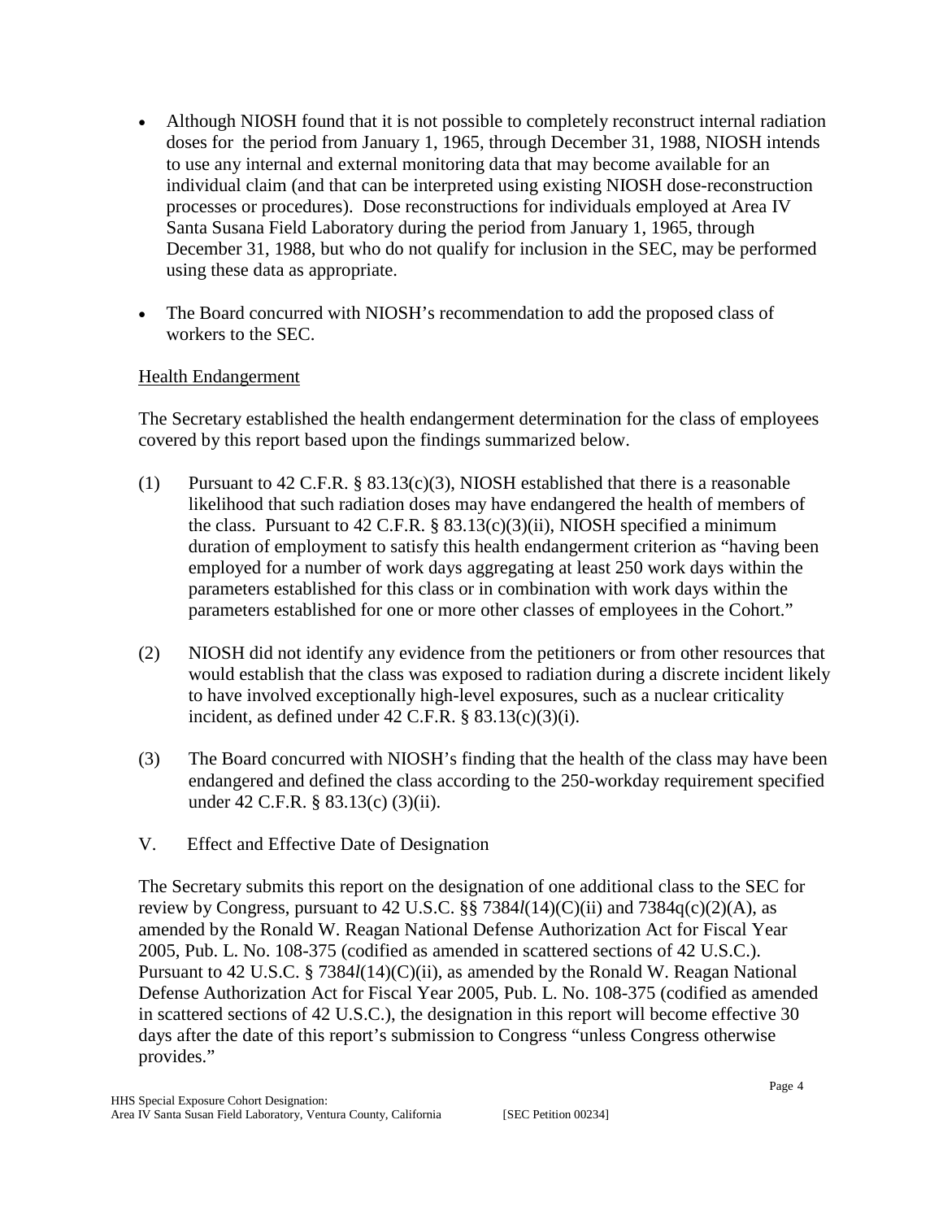- Although NIOSH found that it is not possible to completely reconstruct internal radiation doses for the period from January 1, 1965, through December 31, 1988, NIOSH intends to use any internal and external monitoring data that may become available for an individual claim (and that can be interpreted using existing NIOSH dose-reconstruction processes or procedures). Dose reconstructions for individuals employed at Area IV Santa Susana Field Laboratory during the period from January 1, 1965, through December 31, 1988, but who do not qualify for inclusion in the SEC, may be performed using these data as appropriate.
- The Board concurred with NIOSH's recommendation to add the proposed class of workers to the SEC.

Health Endangerment

The Secretary established the health endangerment determination for the class of employees covered by this report based upon the findings summarized below.

(1) Pursuant to 42 C.F.R. § 83.13(c)(3), NIOSH established that there is a reasonable likelihood that such radiation doses may have endangered the health of members of the class. Pursuant to 42 C.F.R. § 83.13(c)(3)(ii), NIOSH specified a minimum duration of employment to satisfy this health endangerment criterion as "having been employed for a number of work days aggregating at least 250 work days within the parameters established for this class or in combination with work days within the parameters established for one or more other classes of employees in the Cohort."

(2) NIOSH did not identify any evidence from the petitioners or from other resources that would establish that the class was exposed to radiation during a discrete incident likely to have involved exceptionally high-level exposures, such as a nuclear criticality incident, as defined under 42 C.F.R. § 83.13(c)(3)(i).

(3) The Board concurred with NIOSH's finding that the health of the class may have been endangered and defined the class according to the 250-workday requirement specified under 42 C.F.R. § 83.13(c) (3)(ii).

V. Effect and Effective Date of Designation

The Secretary submits this report on the designation of one additional class to the SEC for review by Congress, pursuant to 42 U.S.C. §§ 7384*l*(14)(C)(ii) and 7384q(c)(2)(A), as amended by the Ronald W. Reagan National Defense Authorization Act for Fiscal Year 2005, Pub. L. No. 108-375 (codified as amended in scattered sections of 42 U.S.C.). Pursuant to 42 U.S.C. § 7384*l*(14)(C)(ii), as amended by the Ronald W. Reagan National Defense Authorization Act for Fiscal Year 2005, Pub. L. No. 108-375 (codified as amended in scattered sections of 42 U.S.C.), the designation in this report will become effective 30 days after the date of this report's submission to Congress "unless Congress otherwise provides."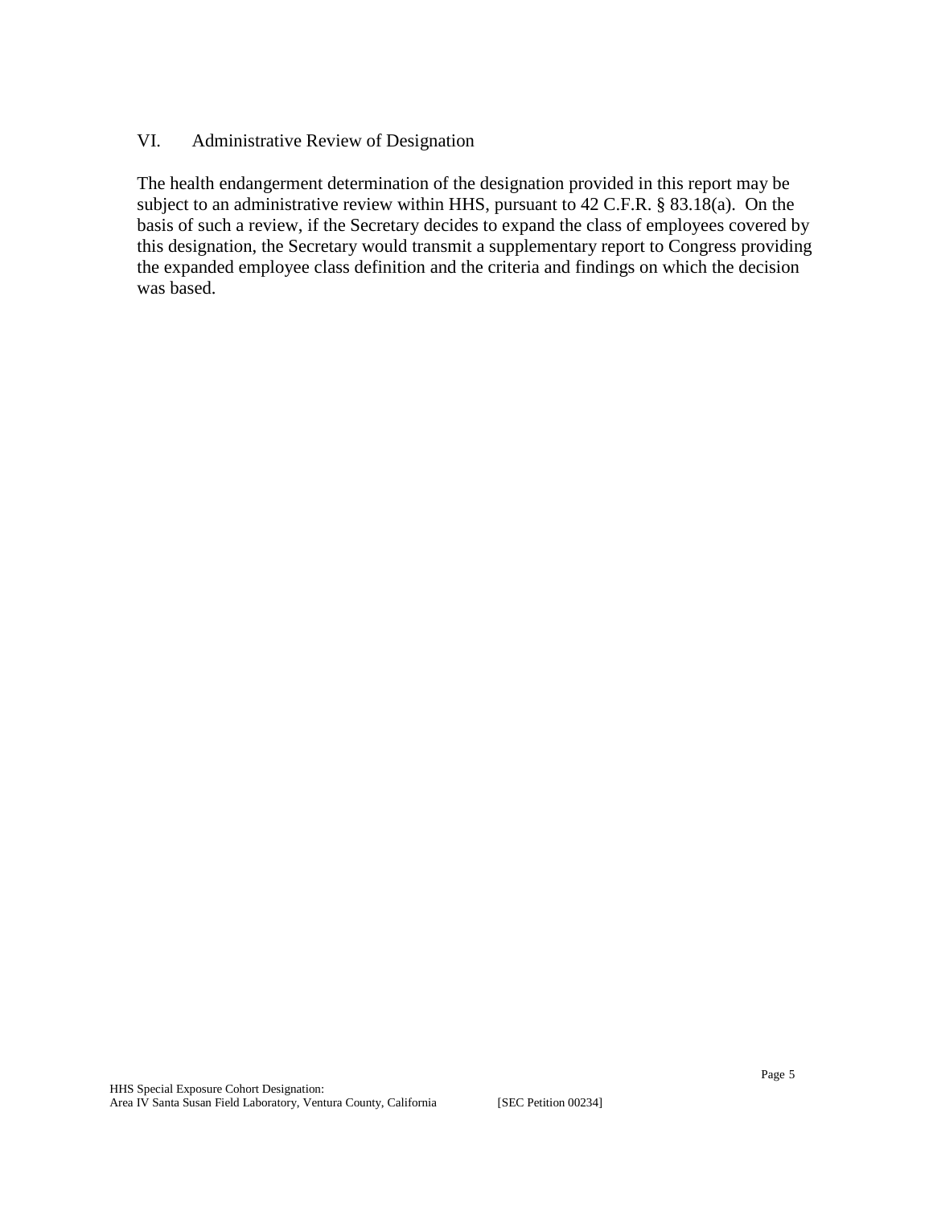## VI. Administrative Review of Designation

The health endangerment determination of the designation provided in this report may be subject to an administrative review within HHS, pursuant to 42 C.F.R. § 83.18(a). On the basis of such a review, if the Secretary decides to expand the class of employees covered by this designation, the Secretary would transmit a supplementary report to Congress providing the expanded employee class definition and the criteria and findings on which the decision was based.